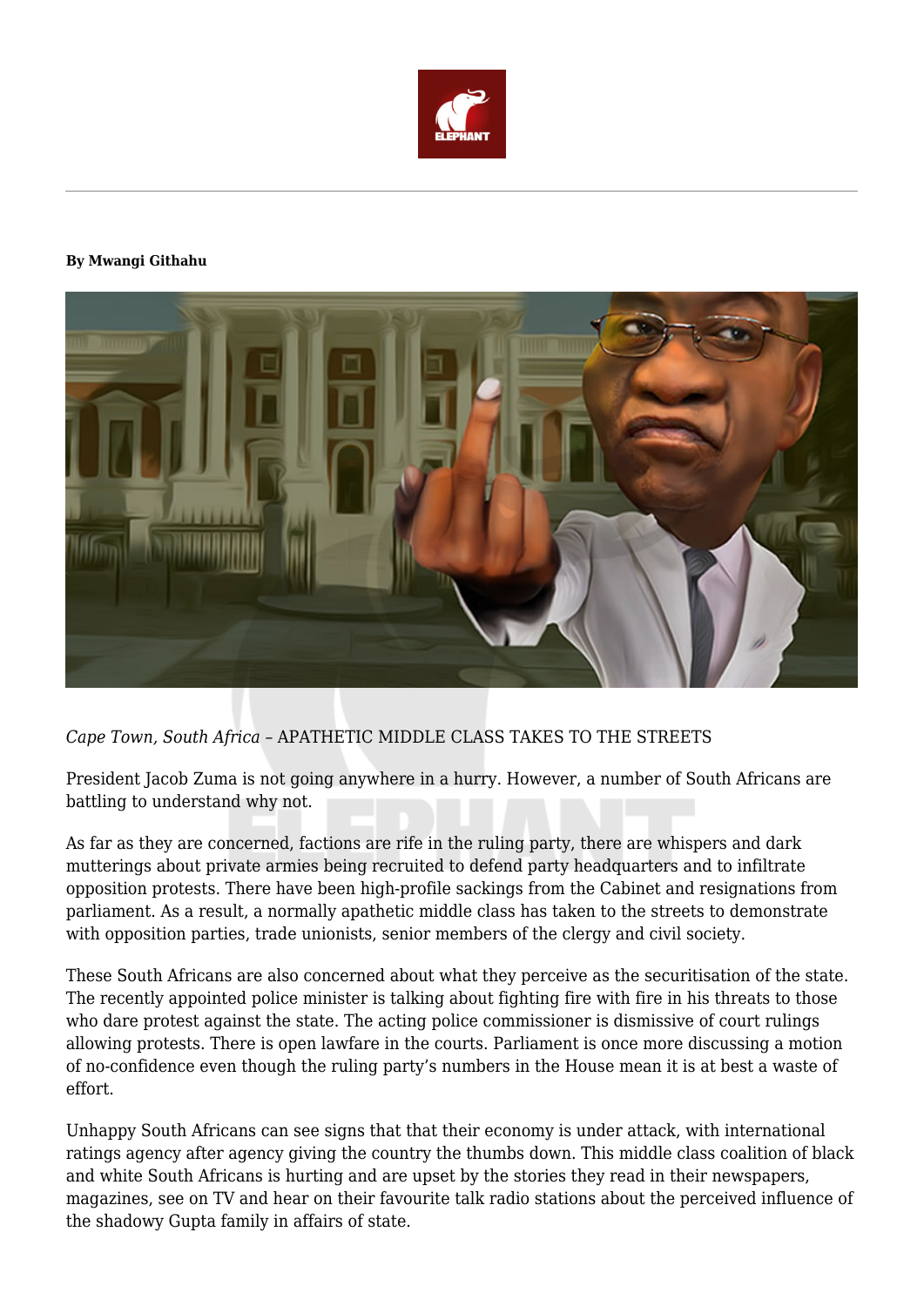**By Mwangi Githahu**

*Cape Town, South Africa* – APATHETIC MIDDLE CLASS TAKES TO THE STREETS

President Jacob Zuma is not going anywhere in a hurry. However, a number of South Africans are battling to understand why not.

As far as they are concerned, factions are rife in the ruling party, there are whispers and dark mutterings about private armies being recruited to defend party headquarters and to infiltrate opposition protests. There have been high-profile sackings from the Cabinet and resignations from parliament. As a result, a normally apathetic middle class has taken to the streets to demonstrate with opposition parties, trade unionists, senior members of the clergy and civil society.

These South Africans are also concerned about what they perceive as the securitisation of the state. The recently appointed police minister is talking about fighting fire with fire in his threats to those who dare protest against the state. The acting police commissioner is dismissive of court rulings allowing protests. There is open lawfare in the courts. Parliament is once more discussing a motion of no-confidence even though the ruling party's numbers in the House mean it is at best a waste of effort.

Unhappy South Africans can see signs that that their economy is under attack, with international ratings agency after agency giving the country the thumbs down. This middle class coalition of black and white South Africans is hurting and are upset by the stories they read in their newspapers, magazines, see on TV and hear on their favourite talk radio stations about the perceived influence of the shadowy Gupta family in affairs of state.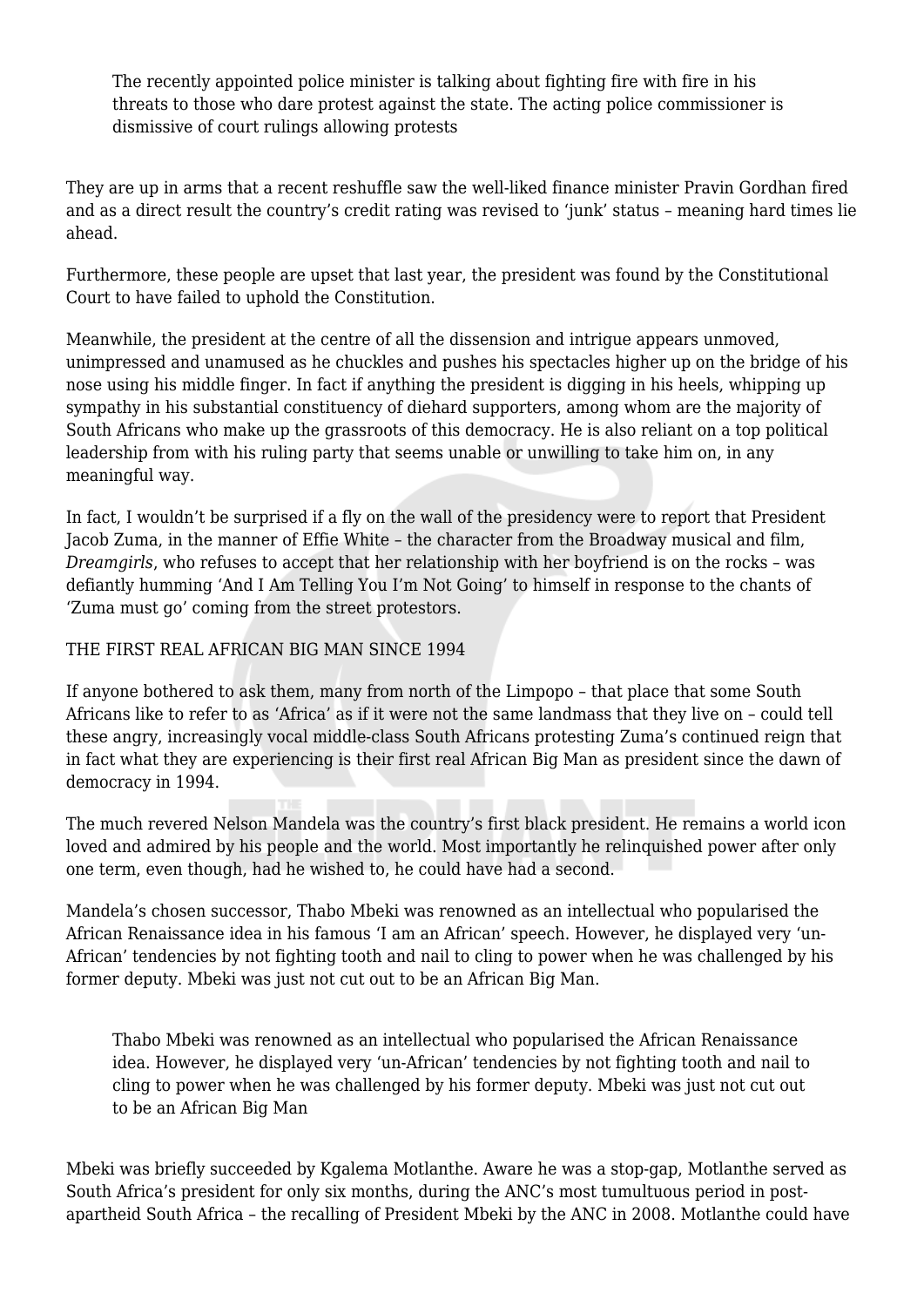> The recently appointed police minister is talking about fighting fire with fire in his threats to those who dare protest against the state. The acting police commissioner is dismissive of court rulings allowing protests

They are up in arms that a recent reshuffle saw the well-liked finance minister Pravin Gordhan fired and as a direct result the country's credit rating was revised to 'junk' status – meaning hard times lie ahead.

Furthermore, these people are upset that last year, the president was found by the Constitutional Court to have failed to uphold the Constitution.

Meanwhile, the president at the centre of all the dissension and intrigue appears unmoved, unimpressed and unamused as he chuckles and pushes his spectacles higher up on the bridge of his nose using his middle finger. In fact if anything the president is digging in his heels, whipping up sympathy in his substantial constituency of diehard supporters, among whom are the majority of South Africans who make up the grassroots of this democracy. He is also reliant on a top political leadership from with his ruling party that seems unable or unwilling to take him on, in any meaningful way.

In fact, I wouldn't be surprised if a fly on the wall of the presidency were to report that President Jacob Zuma, in the manner of Effie White – the character from the Broadway musical and film, *Dreamgirls*, who refuses to accept that her relationship with her boyfriend is on the rocks – was defiantly humming 'And I Am Telling You I'm Not Going' to himself in response to the chants of 'Zuma must go' coming from the street protestors.

## THE FIRST REAL AFRICAN BIG MAN SINCE 1994

If anyone bothered to ask them, many from north of the Limpopo – that place that some South Africans like to refer to as 'Africa' as if it were not the same landmass that they live on – could tell these angry, increasingly vocal middle-class South Africans protesting Zuma's continued reign that in fact what they are experiencing is their first real African Big Man as president since the dawn of democracy in 1994.

The much revered Nelson Mandela was the country's first black president. He remains a world icon loved and admired by his people and the world. Most importantly he relinquished power after only one term, even though, had he wished to, he could have had a second.

Mandela's chosen successor, Thabo Mbeki was renowned as an intellectual who popularised the African Renaissance idea in his famous 'I am an African' speech. However, he displayed very 'un-African' tendencies by not fighting tooth and nail to cling to power when he was challenged by his former deputy. Mbeki was just not cut out to be an African Big Man.

> Thabo Mbeki was renowned as an intellectual who popularised the African Renaissance idea. However, he displayed very 'un-African' tendencies by not fighting tooth and nail to cling to power when he was challenged by his former deputy. Mbeki was just not cut out to be an African Big Man

Mbeki was briefly succeeded by Kgalema Motlanthe. Aware he was a stop-gap, Motlanthe served as South Africa's president for only six months, during the ANC's most tumultuous period in post-apartheid South Africa – the recalling of President Mbeki by the ANC in 2008. Motlanthe could have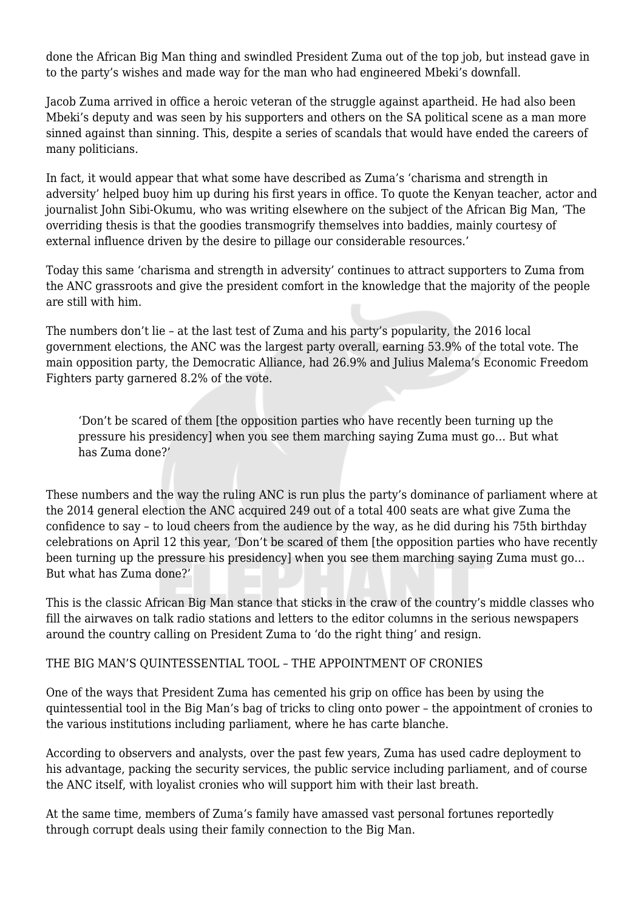done the African Big Man thing and swindled President Zuma out of the top job, but instead gave in to the party's wishes and made way for the man who had engineered Mbeki's downfall.

Jacob Zuma arrived in office a heroic veteran of the struggle against apartheid. He had also been Mbeki's deputy and was seen by his supporters and others on the SA political scene as a man more sinned against than sinning. This, despite a series of scandals that would have ended the careers of many politicians.

In fact, it would appear that what some have described as Zuma's 'charisma and strength in adversity' helped buoy him up during his first years in office. To quote the Kenyan teacher, actor and journalist John Sibi-Okumu, who was writing elsewhere on the subject of the African Big Man, 'The overriding thesis is that the goodies transmogrify themselves into baddies, mainly courtesy of external influence driven by the desire to pillage our considerable resources.'

Today this same 'charisma and strength in adversity' continues to attract supporters to Zuma from the ANC grassroots and give the president comfort in the knowledge that the majority of the people are still with him.

The numbers don't lie – at the last test of Zuma and his party's popularity, the 2016 local government elections, the ANC was the largest party overall, earning 53.9% of the total vote. The main opposition party, the Democratic Alliance, had 26.9% and Julius Malema's Economic Freedom Fighters party garnered 8.2% of the vote.

> 'Don't be scared of them [the opposition parties who have recently been turning up the pressure his presidency] when you see them marching saying Zuma must go… But what has Zuma done?'

These numbers and the way the ruling ANC is run plus the party's dominance of parliament where at the 2014 general election the ANC acquired 249 out of a total 400 seats are what give Zuma the confidence to say – to loud cheers from the audience by the way, as he did during his 75th birthday celebrations on April 12 this year, 'Don't be scared of them [the opposition parties who have recently been turning up the pressure his presidency] when you see them marching saying Zuma must go… But what has Zuma done?'

This is the classic African Big Man stance that sticks in the craw of the country's middle classes who fill the airwaves on talk radio stations and letters to the editor columns in the serious newspapers around the country calling on President Zuma to 'do the right thing' and resign.

## THE BIG MAN'S QUINTESSENTIAL TOOL – THE APPOINTMENT OF CRONIES

One of the ways that President Zuma has cemented his grip on office has been by using the quintessential tool in the Big Man's bag of tricks to cling onto power – the appointment of cronies to the various institutions including parliament, where he has carte blanche.

According to observers and analysts, over the past few years, Zuma has used cadre deployment to his advantage, packing the security services, the public service including parliament, and of course the ANC itself, with loyalist cronies who will support him with their last breath.

At the same time, members of Zuma's family have amassed vast personal fortunes reportedly through corrupt deals using their family connection to the Big Man.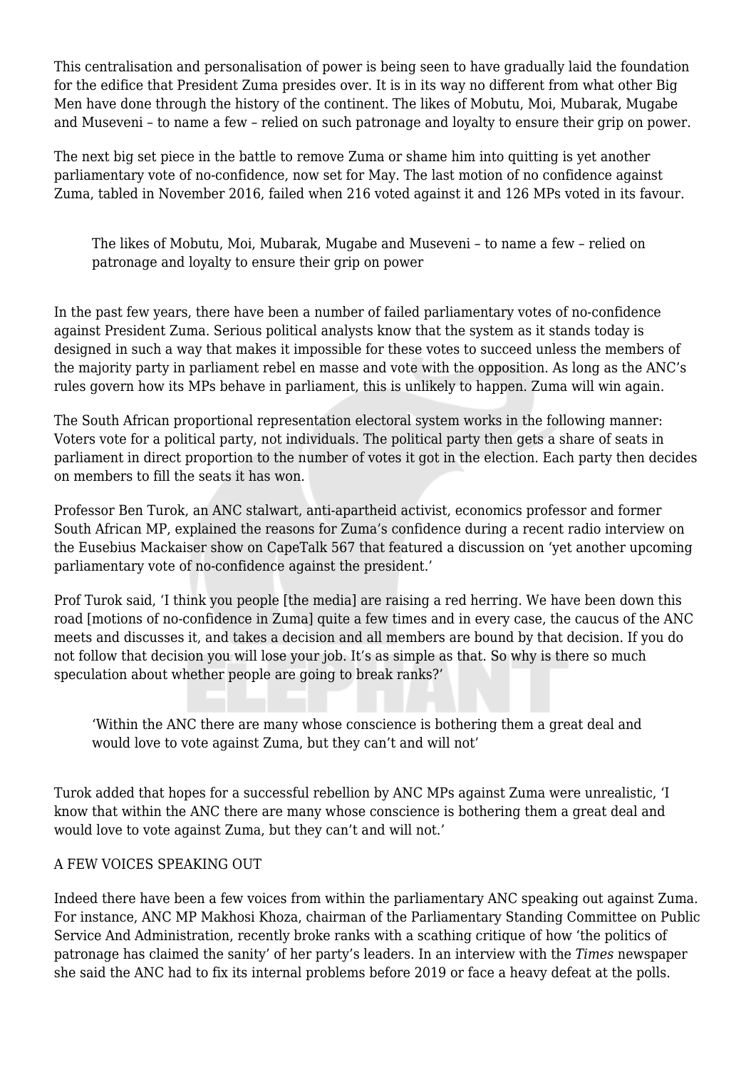This centralisation and personalisation of power is being seen to have gradually laid the foundation for the edifice that President Zuma presides over. It is in its way no different from what other Big Men have done through the history of the continent. The likes of Mobutu, Moi, Mubarak, Mugabe and Museveni – to name a few – relied on such patronage and loyalty to ensure their grip on power.

The next big set piece in the battle to remove Zuma or shame him into quitting is yet another parliamentary vote of no-confidence, now set for May. The last motion of no confidence against Zuma, tabled in November 2016, failed when 216 voted against it and 126 MPs voted in its favour.

> The likes of Mobutu, Moi, Mubarak, Mugabe and Museveni – to name a few – relied on patronage and loyalty to ensure their grip on power

In the past few years, there have been a number of failed parliamentary votes of no-confidence against President Zuma. Serious political analysts know that the system as it stands today is designed in such a way that makes it impossible for these votes to succeed unless the members of the majority party in parliament rebel en masse and vote with the opposition. As long as the ANC's rules govern how its MPs behave in parliament, this is unlikely to happen. Zuma will win again.

The South African proportional representation electoral system works in the following manner: Voters vote for a political party, not individuals. The political party then gets a share of seats in parliament in direct proportion to the number of votes it got in the election. Each party then decides on members to fill the seats it has won.

Professor Ben Turok, an ANC stalwart, anti-apartheid activist, economics professor and former South African MP, explained the reasons for Zuma's confidence during a recent radio interview on the Eusebius Mackaiser show on CapeTalk 567 that featured a discussion on 'yet another upcoming parliamentary vote of no-confidence against the president.'

Prof Turok said, 'I think you people [the media] are raising a red herring. We have been down this road [motions of no-confidence in Zuma] quite a few times and in every case, the caucus of the ANC meets and discusses it, and takes a decision and all members are bound by that decision. If you do not follow that decision you will lose your job. It's as simple as that. So why is there so much speculation about whether people are going to break ranks?'

> 'Within the ANC there are many whose conscience is bothering them a great deal and would love to vote against Zuma, but they can't and will not'

Turok added that hopes for a successful rebellion by ANC MPs against Zuma were unrealistic, 'I know that within the ANC there are many whose conscience is bothering them a great deal and would love to vote against Zuma, but they can't and will not.'

## A FEW VOICES SPEAKING OUT

Indeed there have been a few voices from within the parliamentary ANC speaking out against Zuma. For instance, ANC MP Makhosi Khoza, chairman of the Parliamentary Standing Committee on Public Service And Administration, recently broke ranks with a scathing critique of how 'the politics of patronage has claimed the sanity' of her party's leaders. In an interview with the *Times* newspaper she said the ANC had to fix its internal problems before 2019 or face a heavy defeat at the polls.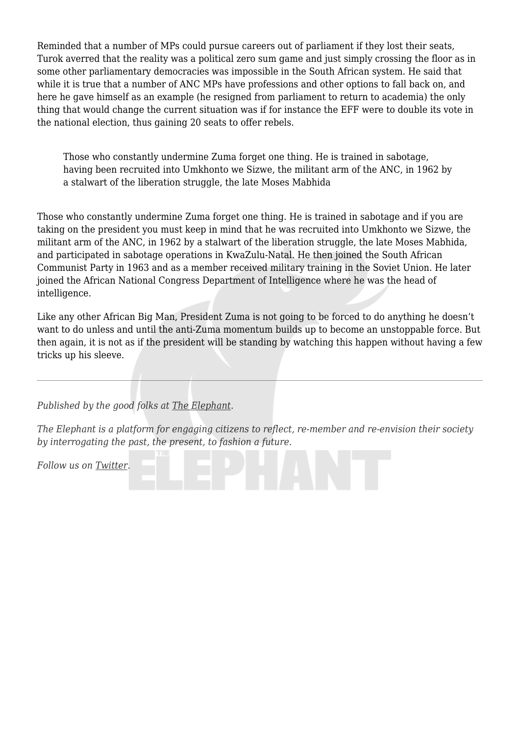Reminded that a number of MPs could pursue careers out of parliament if they lost their seats, Turok averred that the reality was a political zero sum game and just simply crossing the floor as in some other parliamentary democracies was impossible in the South African system. He said that while it is true that a number of ANC MPs have professions and other options to fall back on, and here he gave himself as an example (he resigned from parliament to return to academia) the only thing that would change the current situation was if for instance the EFF were to double its vote in the national election, thus gaining 20 seats to offer rebels.

> Those who constantly undermine Zuma forget one thing. He is trained in sabotage, having been recruited into Umkhonto we Sizwe, the militant arm of the ANC, in 1962 by a stalwart of the liberation struggle, the late Moses Mabhida

Those who constantly undermine Zuma forget one thing. He is trained in sabotage and if you are taking on the president you must keep in mind that he was recruited into Umkhonto we Sizwe, the militant arm of the ANC, in 1962 by a stalwart of the liberation struggle, the late Moses Mabhida, and participated in sabotage operations in KwaZulu-Natal. He then joined the South African Communist Party in 1963 and as a member received military training in the Soviet Union. He later joined the African National Congress Department of Intelligence where he was the head of intelligence.

Like any other African Big Man, President Zuma is not going to be forced to do anything he doesn't want to do unless and until the anti-Zuma momentum builds up to become an unstoppable force. But then again, it is not as if the president will be standing by watching this happen without having a few tricks up his sleeve.

---

*Published by the good folks at The Elephant.*

*The Elephant is a platform for engaging citizens to reflect, re-member and re-envision their society by interrogating the past, the present, to fashion a future.*

*Follow us on Twitter.*